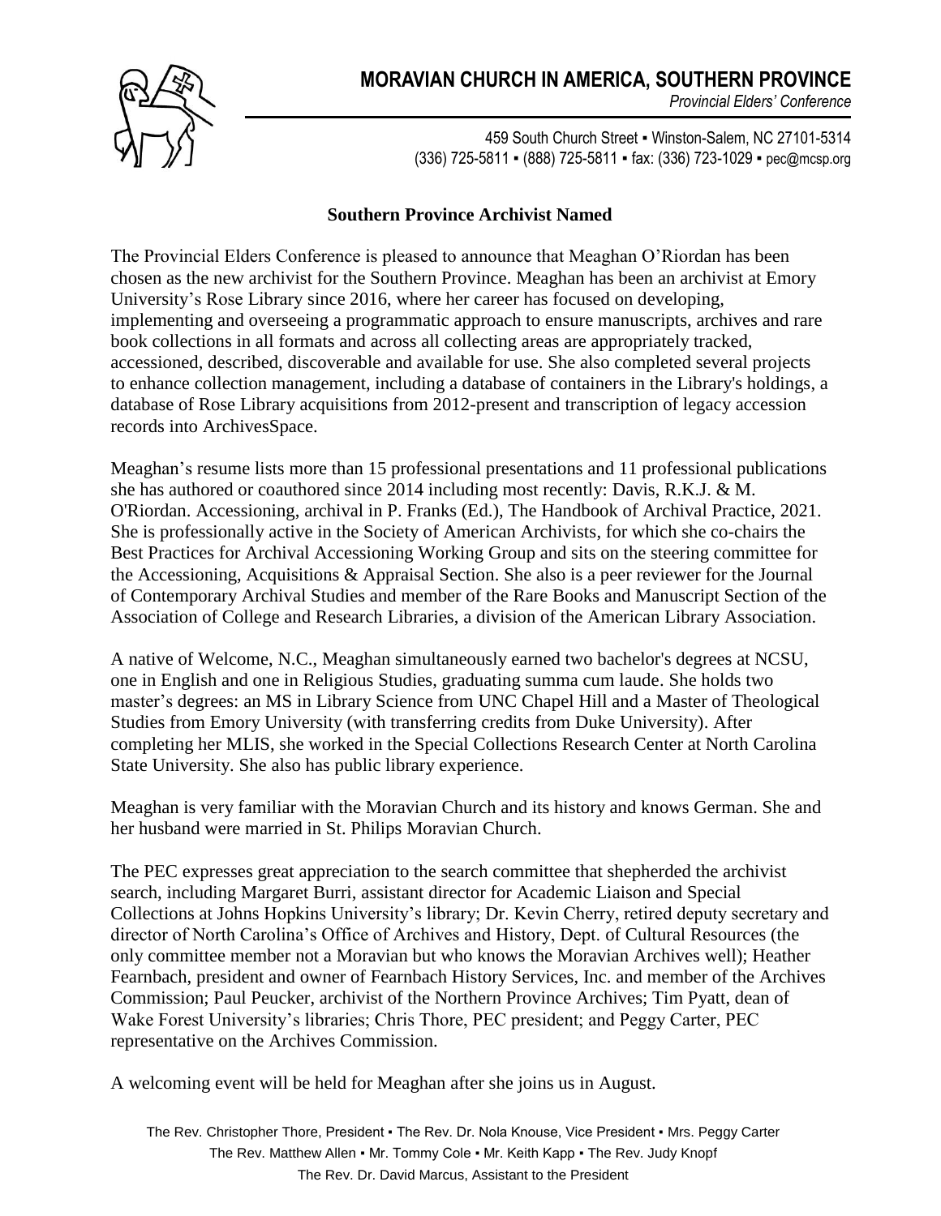# MORAVIAN CHURCH IN AMERICA, SOUTHERN PROVINCE

*Provincial Elders' Conference*

459 South Church Street ▪ Winston-Salem, NC 27101-5314
(336) 725-5811 ▪ (888) 725-5811 ▪ fax: (336) 723-1029 ▪ pec@mcsp.org

## Southern Province Archivist Named

The Provincial Elders Conference is pleased to announce that Meaghan O'Riordan has been chosen as the new archivist for the Southern Province. Meaghan has been an archivist at Emory University's Rose Library since 2016, where her career has focused on developing, implementing and overseeing a programmatic approach to ensure manuscripts, archives and rare book collections in all formats and across all collecting areas are appropriately tracked, accessioned, described, discoverable and available for use. She also completed several projects to enhance collection management, including a database of containers in the Library's holdings, a database of Rose Library acquisitions from 2012-present and transcription of legacy accession records into ArchivesSpace.

Meaghan's resume lists more than 15 professional presentations and 11 professional publications she has authored or coauthored since 2014 including most recently: Davis, R.K.J. & M. O'Riordan. Accessioning, archival in P. Franks (Ed.), The Handbook of Archival Practice, 2021. She is professionally active in the Society of American Archivists, for which she co-chairs the Best Practices for Archival Accessioning Working Group and sits on the steering committee for the Accessioning, Acquisitions & Appraisal Section. She also is a peer reviewer for the Journal of Contemporary Archival Studies and member of the Rare Books and Manuscript Section of the Association of College and Research Libraries, a division of the American Library Association.

A native of Welcome, N.C., Meaghan simultaneously earned two bachelor's degrees at NCSU, one in English and one in Religious Studies, graduating summa cum laude. She holds two master's degrees: an MS in Library Science from UNC Chapel Hill and a Master of Theological Studies from Emory University (with transferring credits from Duke University). After completing her MLIS, she worked in the Special Collections Research Center at North Carolina State University. She also has public library experience.

Meaghan is very familiar with the Moravian Church and its history and knows German. She and her husband were married in St. Philips Moravian Church.

The PEC expresses great appreciation to the search committee that shepherded the archivist search, including Margaret Burri, assistant director for Academic Liaison and Special Collections at Johns Hopkins University's library; Dr. Kevin Cherry, retired deputy secretary and director of North Carolina's Office of Archives and History, Dept. of Cultural Resources (the only committee member not a Moravian but who knows the Moravian Archives well); Heather Fearnbach, president and owner of Fearnbach History Services, Inc. and member of the Archives Commission; Paul Peucker, archivist of the Northern Province Archives; Tim Pyatt, dean of Wake Forest University's libraries; Chris Thore, PEC president; and Peggy Carter, PEC representative on the Archives Commission.

A welcoming event will be held for Meaghan after she joins us in August.

The Rev. Christopher Thore, President ▪ The Rev. Dr. Nola Knouse, Vice President ▪ Mrs. Peggy Carter
The Rev. Matthew Allen ▪ Mr. Tommy Cole ▪ Mr. Keith Kapp ▪ The Rev. Judy Knopf
The Rev. Dr. David Marcus, Assistant to the President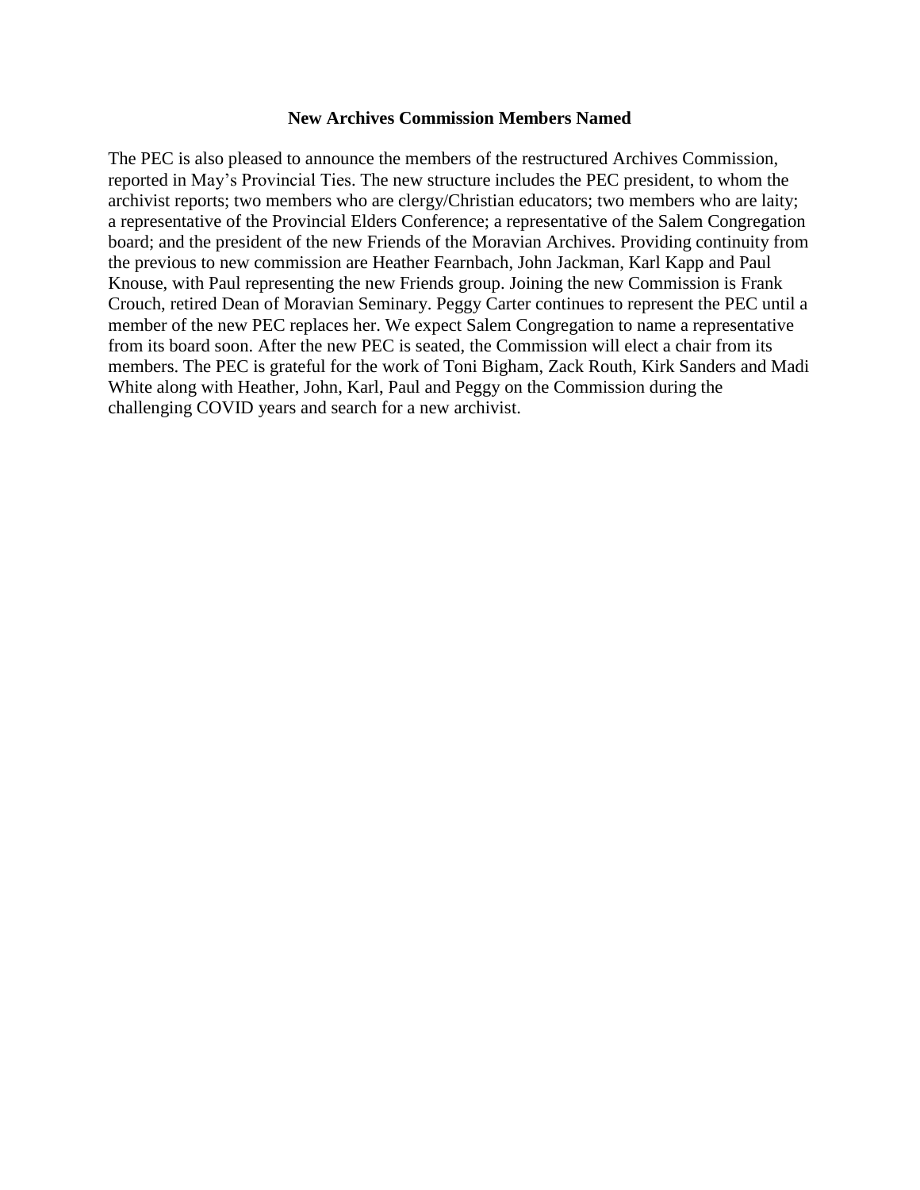## New Archives Commission Members Named

The PEC is also pleased to announce the members of the restructured Archives Commission, reported in May's Provincial Ties. The new structure includes the PEC president, to whom the archivist reports; two members who are clergy/Christian educators; two members who are laity; a representative of the Provincial Elders Conference; a representative of the Salem Congregation board; and the president of the new Friends of the Moravian Archives. Providing continuity from the previous to new commission are Heather Fearnbach, John Jackman, Karl Kapp and Paul Knouse, with Paul representing the new Friends group. Joining the new Commission is Frank Crouch, retired Dean of Moravian Seminary. Peggy Carter continues to represent the PEC until a member of the new PEC replaces her. We expect Salem Congregation to name a representative from its board soon. After the new PEC is seated, the Commission will elect a chair from its members. The PEC is grateful for the work of Toni Bigham, Zack Routh, Kirk Sanders and Madi White along with Heather, John, Karl, Paul and Peggy on the Commission during the challenging COVID years and search for a new archivist.